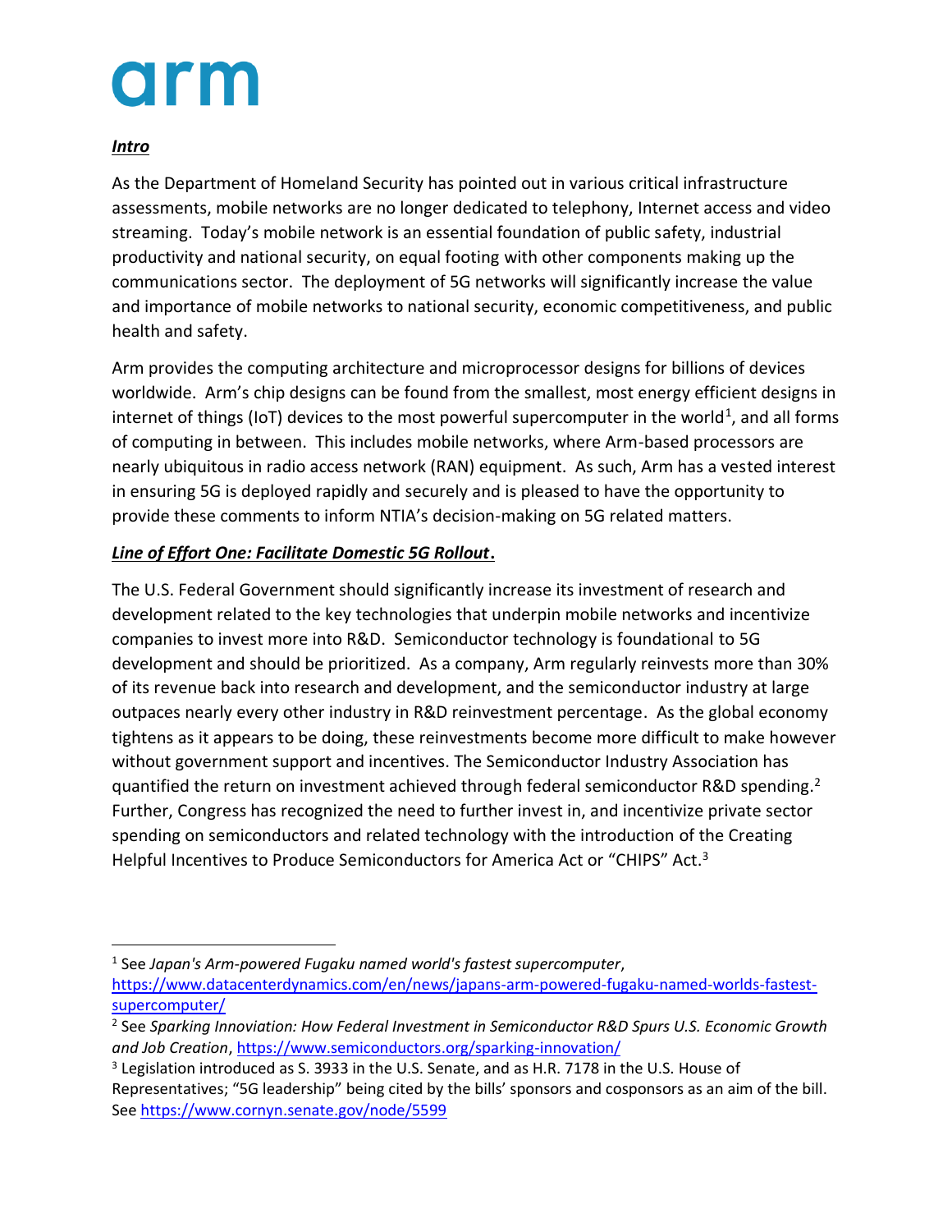# arm

***Intro***

As the Department of Homeland Security has pointed out in various critical infrastructure assessments, mobile networks are no longer dedicated to telephony, Internet access and video streaming. Today's mobile network is an essential foundation of public safety, industrial productivity and national security, on equal footing with other components making up the communications sector. The deployment of 5G networks will significantly increase the value and importance of mobile networks to national security, economic competitiveness, and public health and safety.

Arm provides the computing architecture and microprocessor designs for billions of devices worldwide. Arm's chip designs can be found from the smallest, most energy efficient designs in internet of things (IoT) devices to the most powerful supercomputer in the world[1], and all forms of computing in between. This includes mobile networks, where Arm-based processors are nearly ubiquitous in radio access network (RAN) equipment. As such, Arm has a vested interest in ensuring 5G is deployed rapidly and securely and is pleased to have the opportunity to provide these comments to inform NTIA's decision-making on 5G related matters.

***Line of Effort One: Facilitate Domestic 5G Rollout.***

The U.S. Federal Government should significantly increase its investment of research and development related to the key technologies that underpin mobile networks and incentivize companies to invest more into R&D. Semiconductor technology is foundational to 5G development and should be prioritized. As a company, Arm regularly reinvests more than 30% of its revenue back into research and development, and the semiconductor industry at large outpaces nearly every other industry in R&D reinvestment percentage. As the global economy tightens as it appears to be doing, these reinvestments become more difficult to make however without government support and incentives. The Semiconductor Industry Association has quantified the return on investment achieved through federal semiconductor R&D spending.[2] Further, Congress has recognized the need to further invest in, and incentivize private sector spending on semiconductors and related technology with the introduction of the Creating Helpful Incentives to Produce Semiconductors for America Act or "CHIPS" Act.[3]

---

[1] See *Japan's Arm-powered Fugaku named world's fastest supercomputer*, https://www.datacenterdynamics.com/en/news/japans-arm-powered-fugaku-named-worlds-fastest-supercomputer/

[2] See *Sparking Innovation: How Federal Investment in Semiconductor R&D Spurs U.S. Economic Growth and Job Creation*, https://www.semiconductors.org/sparking-innovation/

[3] Legislation introduced as S. 3933 in the U.S. Senate, and as H.R. 7178 in the U.S. House of Representatives; "5G leadership" being cited by the bills' sponsors and cosponsors as an aim of the bill. See https://www.cornyn.senate.gov/node/5599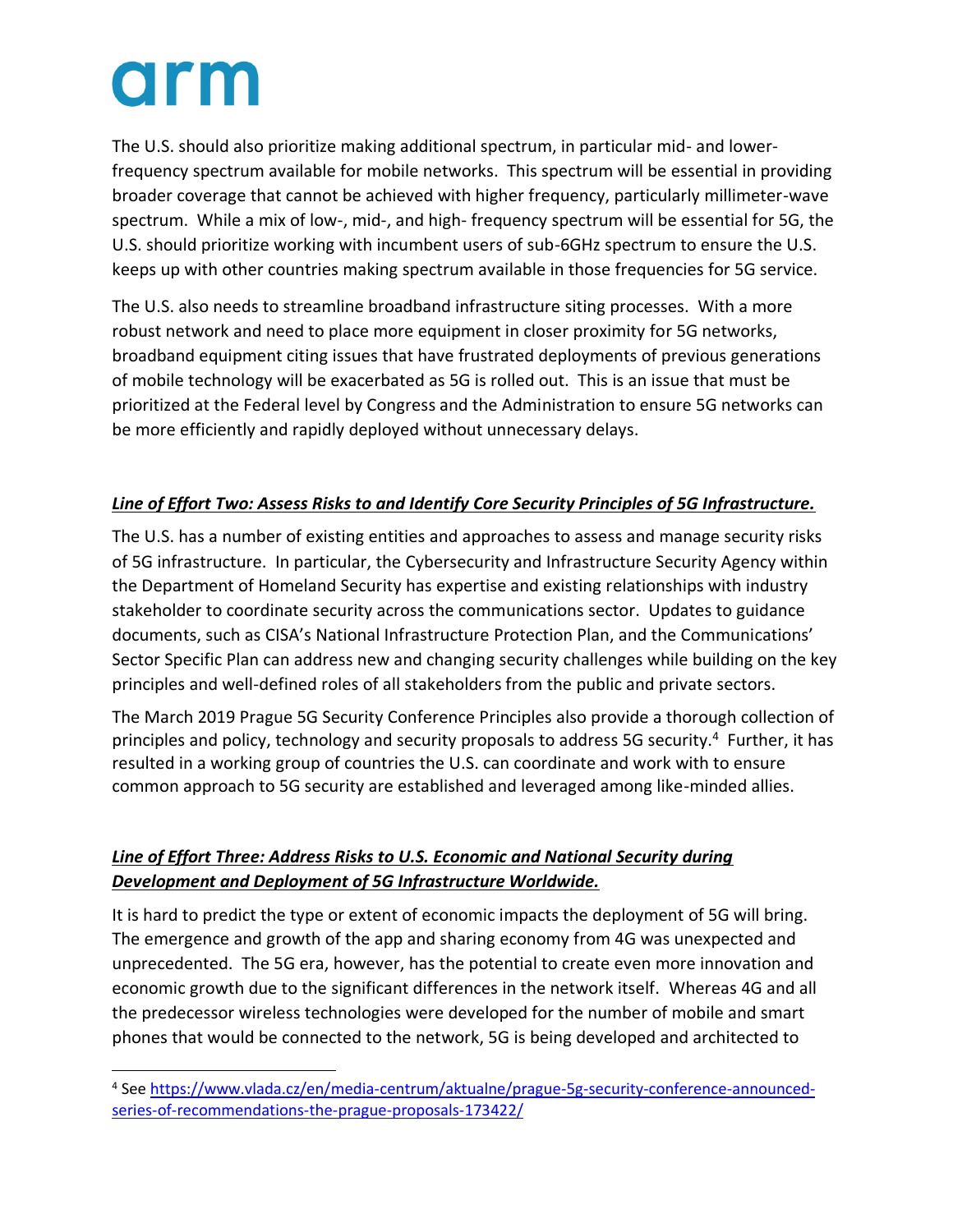The U.S. should also prioritize making additional spectrum, in particular mid- and lower-frequency spectrum available for mobile networks. This spectrum will be essential in providing broader coverage that cannot be achieved with higher frequency, particularly millimeter-wave spectrum. While a mix of low-, mid-, and high- frequency spectrum will be essential for 5G, the U.S. should prioritize working with incumbent users of sub-6GHz spectrum to ensure the U.S. keeps up with other countries making spectrum available in those frequencies for 5G service.

The U.S. also needs to streamline broadband infrastructure siting processes. With a more robust network and need to place more equipment in closer proximity for 5G networks, broadband equipment citing issues that have frustrated deployments of previous generations of mobile technology will be exacerbated as 5G is rolled out. This is an issue that must be prioritized at the Federal level by Congress and the Administration to ensure 5G networks can be more efficiently and rapidly deployed without unnecessary delays.

***<u>Line of Effort Two: Assess Risks to and Identify Core Security Principles of 5G Infrastructure.</u>***

The U.S. has a number of existing entities and approaches to assess and manage security risks of 5G infrastructure. In particular, the Cybersecurity and Infrastructure Security Agency within the Department of Homeland Security has expertise and existing relationships with industry stakeholder to coordinate security across the communications sector. Updates to guidance documents, such as CISA's National Infrastructure Protection Plan, and the Communications' Sector Specific Plan can address new and changing security challenges while building on the key principles and well-defined roles of all stakeholders from the public and private sectors.

The March 2019 Prague 5G Security Conference Principles also provide a thorough collection of principles and policy, technology and security proposals to address 5G security.[4] Further, it has resulted in a working group of countries the U.S. can coordinate and work with to ensure common approach to 5G security are established and leveraged among like-minded allies.

***<u>Line of Effort Three: Address Risks to U.S. Economic and National Security during Development and Deployment of 5G Infrastructure Worldwide.</u>***

It is hard to predict the type or extent of economic impacts the deployment of 5G will bring. The emergence and growth of the app and sharing economy from 4G was unexpected and unprecedented. The 5G era, however, has the potential to create even more innovation and economic growth due to the significant differences in the network itself. Whereas 4G and all the predecessor wireless technologies were developed for the number of mobile and smart phones that would be connected to the network, 5G is being developed and architected to

---

[4] See https://www.vlada.cz/en/media-centrum/aktualne/prague-5g-security-conference-announced-series-of-recommendations-the-prague-proposals-173422/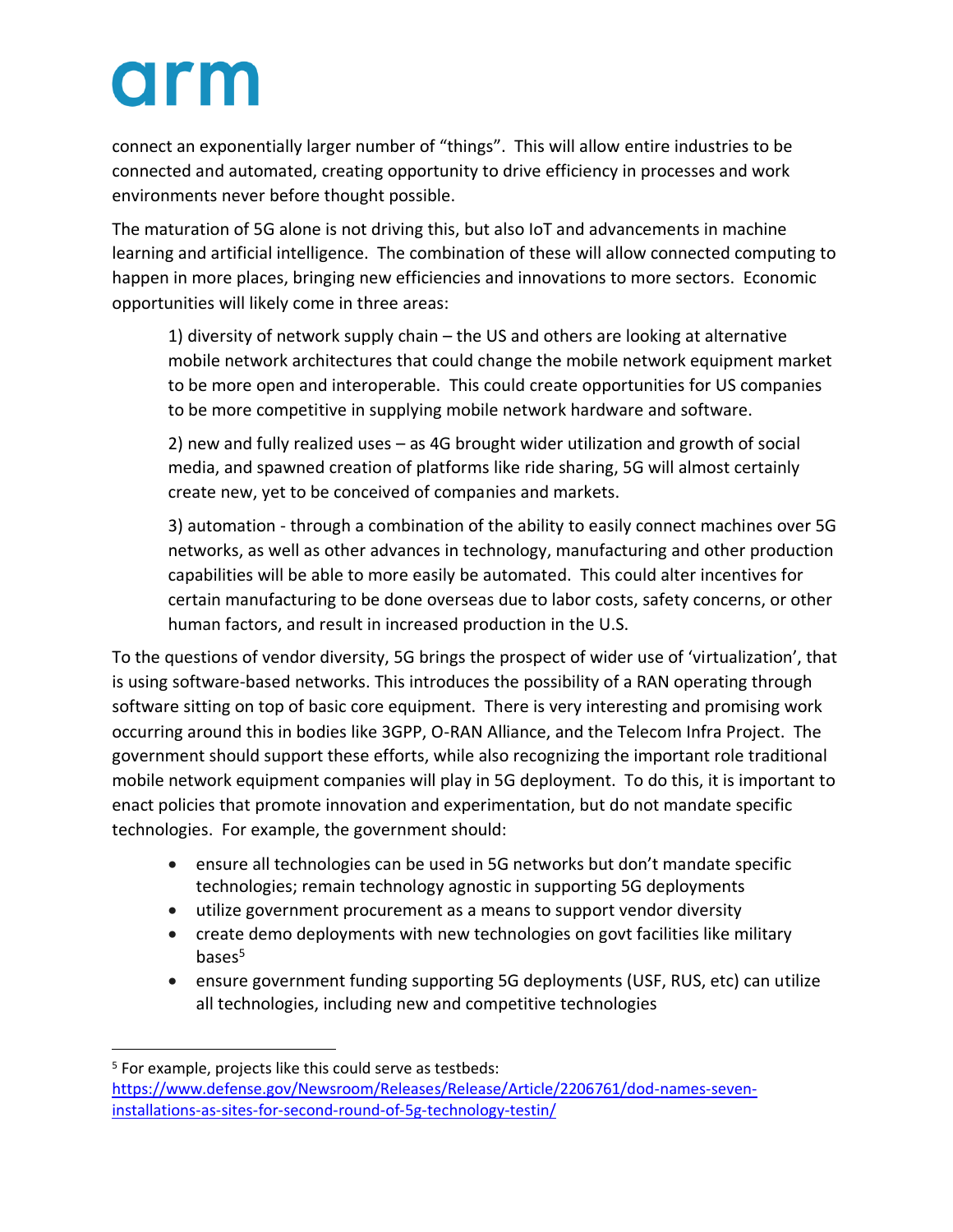connect an exponentially larger number of “things”. This will allow entire industries to be connected and automated, creating opportunity to drive efficiency in processes and work environments never before thought possible.

The maturation of 5G alone is not driving this, but also IoT and advancements in machine learning and artificial intelligence. The combination of these will allow connected computing to happen in more places, bringing new efficiencies and innovations to more sectors. Economic opportunities will likely come in three areas:

> 1) diversity of network supply chain – the US and others are looking at alternative mobile network architectures that could change the mobile network equipment market to be more open and interoperable. This could create opportunities for US companies to be more competitive in supplying mobile network hardware and software.
>
> 2) new and fully realized uses – as 4G brought wider utilization and growth of social media, and spawned creation of platforms like ride sharing, 5G will almost certainly create new, yet to be conceived of companies and markets.
>
> 3) automation - through a combination of the ability to easily connect machines over 5G networks, as well as other advances in technology, manufacturing and other production capabilities will be able to more easily be automated. This could alter incentives for certain manufacturing to be done overseas due to labor costs, safety concerns, or other human factors, and result in increased production in the U.S.

To the questions of vendor diversity, 5G brings the prospect of wider use of ‘virtualization’, that is using software-based networks. This introduces the possibility of a RAN operating through software sitting on top of basic core equipment. There is very interesting and promising work occurring around this in bodies like 3GPP, O-RAN Alliance, and the Telecom Infra Project. The government should support these efforts, while also recognizing the important role traditional mobile network equipment companies will play in 5G deployment. To do this, it is important to enact policies that promote innovation and experimentation, but do not mandate specific technologies. For example, the government should:

- ensure all technologies can be used in 5G networks but don’t mandate specific technologies; remain technology agnostic in supporting 5G deployments
- utilize government procurement as a means to support vendor diversity
- create demo deployments with new technologies on govt facilities like military bases[5]
- ensure government funding supporting 5G deployments (USF, RUS, etc) can utilize all technologies, including new and competitive technologies

---

[5] For example, projects like this could serve as testbeds: https://www.defense.gov/Newsroom/Releases/Release/Article/2206761/dod-names-seven-installations-as-sites-for-second-round-of-5g-technology-testin/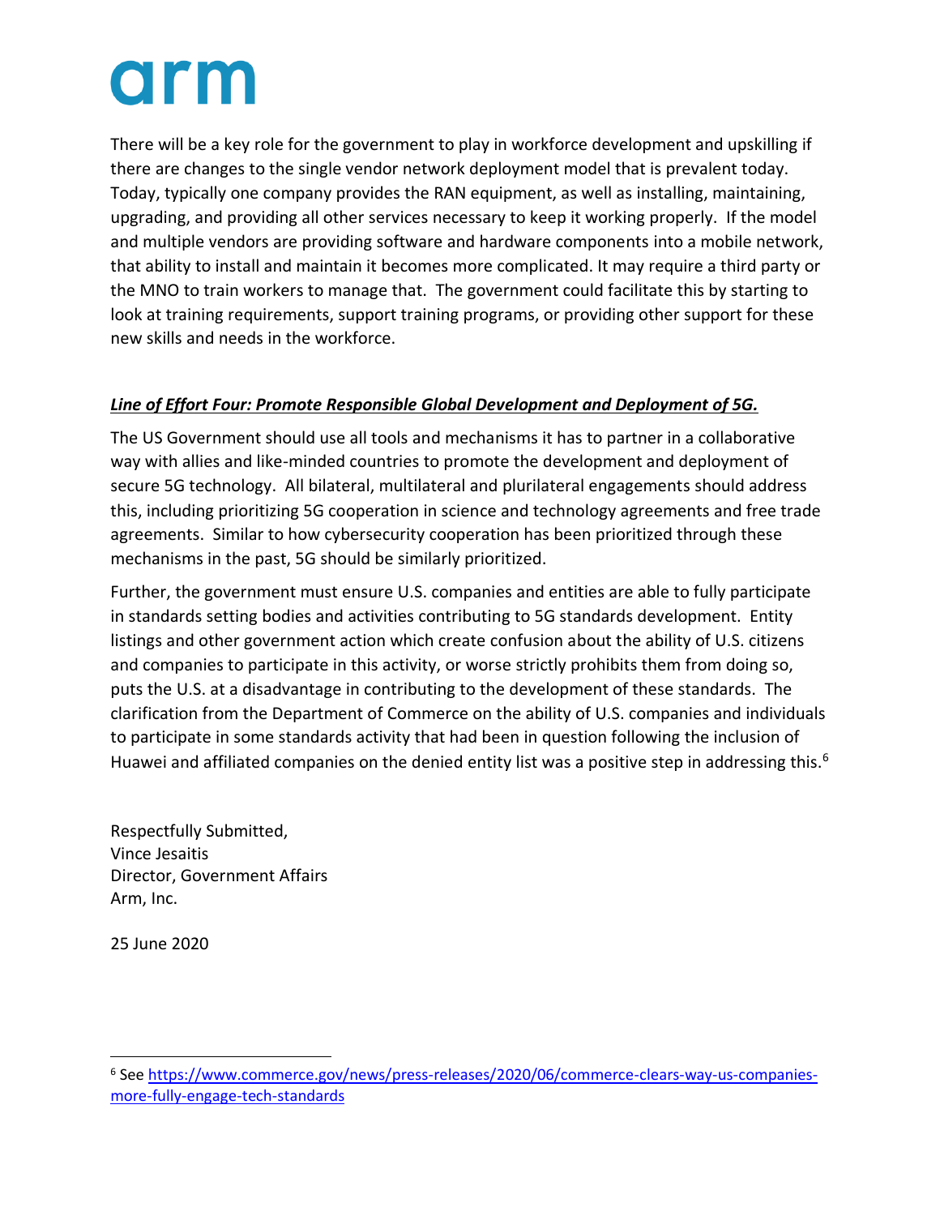arm

There will be a key role for the government to play in workforce development and upskilling if there are changes to the single vendor network deployment model that is prevalent today. Today, typically one company provides the RAN equipment, as well as installing, maintaining, upgrading, and providing all other services necessary to keep it working properly. If the model and multiple vendors are providing software and hardware components into a mobile network, that ability to install and maintain it becomes more complicated. It may require a third party or the MNO to train workers to manage that. The government could facilitate this by starting to look at training requirements, support training programs, or providing other support for these new skills and needs in the workforce.

***Line of Effort Four: Promote Responsible Global Development and Deployment of 5G.***

The US Government should use all tools and mechanisms it has to partner in a collaborative way with allies and like-minded countries to promote the development and deployment of secure 5G technology. All bilateral, multilateral and plurilateral engagements should address this, including prioritizing 5G cooperation in science and technology agreements and free trade agreements. Similar to how cybersecurity cooperation has been prioritized through these mechanisms in the past, 5G should be similarly prioritized.

Further, the government must ensure U.S. companies and entities are able to fully participate in standards setting bodies and activities contributing to 5G standards development. Entity listings and other government action which create confusion about the ability of U.S. citizens and companies to participate in this activity, or worse strictly prohibits them from doing so, puts the U.S. at a disadvantage in contributing to the development of these standards. The clarification from the Department of Commerce on the ability of U.S. companies and individuals to participate in some standards activity that had been in question following the inclusion of Huawei and affiliated companies on the denied entity list was a positive step in addressing this.[6]

Respectfully Submitted,  
Vince Jesaitis  
Director, Government Affairs  
Arm, Inc.

25 June 2020

[6] See https://www.commerce.gov/news/press-releases/2020/06/commerce-clears-way-us-companies-more-fully-engage-tech-standards